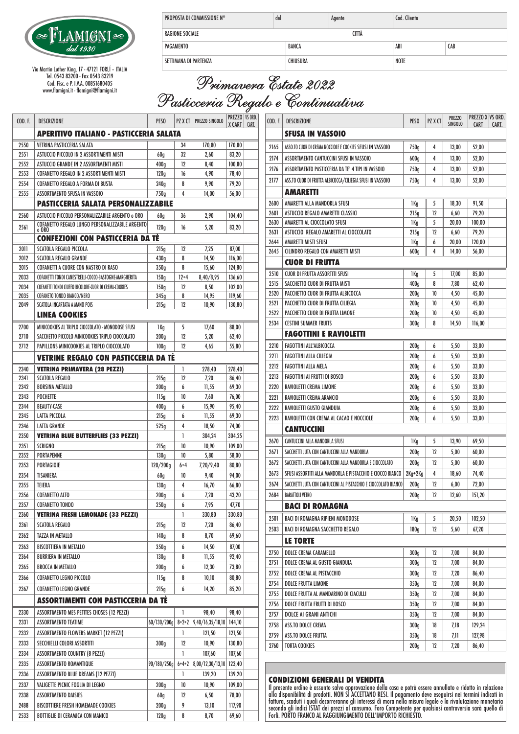FLAMIGNI dal 1930

Via Martin Luther King, 17 - 47121 FORLÌ – ITALIA
Tel. 0543 83200 - Fax 0543 83219
Cod. Fisc. e P. I.V.A. 00851680405
www.flamigni.it - flamigni@flamigni.it

| PROPOSTA DI COMMISSIONE N° | del | Agente | Cod. Cliente |
|---|---|---|---|
| RAGIONE SOCIALE | | CITTÀ | |
| PAGAMENTO | BANCA | ABI | CAB |
| SETTIMANA DI PARTENZA | CHIUSURA | NOTE | |

# Primavera Estate 2022
# Pasticceria Regalo e Continuativa

| COD. F. | DESCRIZIONE | PESO | PZ X CT | PREZZO SINGOLO | PREZZO X CART | VS ORD. CART. |
|---|---|---|---|---|---|---|
| | **APERITIVO ITALIANO - PASTICCERIA SALATA** | | | | | |
| 2550 | VETRINA PASTICCERIA SALATA | | 34 | 170,80 | 170,80 | |
| 2551 | ASTUCCIO PICCOLO IN 2 ASSORTIMENTI MISTI | 60g | 32 | 2,60 | 83,20 | |
| 2552 | ASTUCCIO GRANDE IN 2 ASSORTIMENTI MISTI | 400g | 12 | 8,40 | 100,80 | |
| 2553 | COFANETTO REGALO IN 2 ASSORTIMENTI MISTI | 120g | 16 | 4,90 | 78,40 | |
| 2554 | COFANETTO REGALO A FORMA DI BUSTA | 240g | 8 | 9,90 | 79,20 | |
| 2555 | ASSORTIMENTO SFUSA IN VASSOIO | 750g | 4 | 14,00 | 56,00 | |
| | **PASTICCERIA SALATA PERSONALIZZABILE** | | | | | |
| 2560 | ASTUCCIO PICCOLO PERSONALIZZABILE ARGENTO o ORO | 60g | 36 | 2,90 | 104,40 | |
| 2561 | COFANETTO REGALO LUNGO PERSONALIZZABILE ARGENTO o ORO | 120g | 16 | 5,20 | 83,20 | |
| | **CONFEZIONI CON PASTICCERIA DA TÈ** | | | | | |
| 2011 | SCATOLA REGALO PICCOLA | 215g | 12 | 7,25 | 87,00 | |
| 2012 | SCATOLA REGALO GRANDE | 430g | 8 | 14,50 | 116,00 | |
| 2015 | COFANETTI A CUORE CON NASTRO DI RASO | 350g | 8 | 15,60 | 124,80 | |
| 2033 | COFANETTI TONDI CANESTRELLI-COCCO-BASTOGNE-MARGHERITA | 150g | 12+4 | 8,40/8,95 | 136,60 | |
| 2034 | COFANETTI TONDI CIUFFO BICOLORE-CUOR DI CREMA-COOKIES | 150g | 12 | 8,50 | 102,00 | |
| 2035 | COFANETTO TONDO BIANCO/NERO | 345g | 8 | 14,95 | 119,60 | |
| 2049 | SCATOLA INCARTATA A MANO POIS | 215g | 12 | 10,90 | 130,80 | |
| | **LINEA COOKIES** | | | | | |
| 2700 | MINICOOKIES AL TRIPLO CIOCCOLATO - MONODOSE SFUSI | 1Kg | 5 | 17,60 | 88,00 | |
| 2710 | SACCHETTO PICCOLO MINICOOKIES TRIPLO CIOCCOLATO | 200g | 12 | 5,20 | 62,40 | |
| 2712 | PAPILLONS MINICOOKIES AL TRIPLO CIOCCOLATO | 100g | 12 | 4,65 | 55,80 | |
| | **VETRINE REGALO CON PASTICCERIA DA TÈ** | | | | | |
| 2340 | **VETRINA PRIMAVERA (28 PEZZI)** | | 1 | 278,40 | 278,40 | |
| 2341 | SCATOLA REGALO | 215g | 12 | 7,20 | 86,40 | |
| 2342 | BORSINA METALLO | 200g | 6 | 11,55 | 69,30 | |
| 2343 | POCHETTE | 115g | 10 | 7,60 | 76,00 | |
| 2344 | BEAUTY-CASE | 400g | 6 | 15,90 | 95,40 | |
| 2345 | LATTA PICCOLA | 215g | 6 | 11,55 | 69,30 | |
| 2346 | LATTA GRANDE | 525g | 4 | 18,50 | 74,00 | |
| 2350 | **VETRINA BLUE BUTTERFLIES (33 PEZZI)** | | 1 | 304,24 | 304,25 | |
| 2351 | SCRIGNO | 215g | 10 | 10,90 | 109,00 | |
| 2352 | PORTAPENNE | 130g | 10 | 5,80 | 58,00 | |
| 2353 | PORTAGIOIE | 120/200g | 6+4 | 7,20/9,40 | 80,80 | |
| 2354 | TISANIERA | 60g | 10 | 9,40 | 94,00 | |
| 2355 | TEIERA | 130g | 4 | 16,70 | 66,80 | |
| 2356 | COFANETTO ALTO | 200g | 6 | 7,20 | 43,20 | |
| 2357 | COFANETTO TONDO | 250g | 6 | 7,95 | 47,70 | |
| 2360 | **VETRINA FRESH LEMONADE (33 PEZZI)** | | 1 | 330,80 | 330,80 | |
| 2361 | SCATOLA REGALO | 215g | 12 | 7,20 | 86,40 | |
| 2362 | TAZZA IN METALLO | 140g | 8 | 8,70 | 69,60 | |
| 2363 | BISCOTTIERA IN METALLO | 350g | 6 | 14,50 | 87,00 | |
| 2364 | BURRIERA IN METALLO | 130g | 8 | 11,55 | 92,40 | |
| 2365 | BROCCA IN METALLO | 200g | 6 | 12,30 | 73,80 | |
| 2366 | COFANETTO LEGNO PICCOLO | 115g | 8 | 10,10 | 80,80 | |
| 2367 | COFANETTO LEGNO GRANDE | 215g | 6 | 14,20 | 85,20 | |
| | **ASSORTIMENTI CON PASTICCERIA DA TÈ** | | | | | |
| 2330 | ASSORTIMENTO MES PETITES CHOSES (12 PEZZI) | | 1 | 98,40 | 98,40 | |
| 2331 | ASSORTIMENTO TEATIME | 60/130/200g | 8+2+2 | 9,40/16,35/18,10 | 144,10 | |
| 2332 | ASSORTIMENTO FLOWERS MARKET (12 PEZZI) | | 1 | 121,50 | 121,50 | |
| 2333 | SECCHIELLI COLORI ASSORTITI | 300g | 12 | 10,90 | 130,80 | |
| 2334 | ASSORTIMENTO COUNTRY (8 PEZZI) | | 1 | 107,60 | 107,60 | |
| 2335 | ASSORTIMENTO ROMANTIQUE | 90/180/250g | 6+4+2 | 8,00/12,30/13,10 | 123,40 | |
| 2336 | ASSORTIMENTO BLUE DREAMS (12 PEZZI) | | 1 | 139,20 | 139,20 | |
| 2337 | VALIGETTE PICNIC FOGLIA DI LEGNO | 200g | 10 | 10,90 | 109,00 | |
| 2338 | ASSORTIMENTO DAISIES | 60g | 12 | 6,50 | 78,00 | |
| 2488 | BISCOTTIERE FRESH HOMEMADE COOKIES | 200g | 9 | 13,10 | 117,90 | |
| 2533 | BOTTIGLIE DI CERAMICA CON MANICO | 120g | 8 | 8,70 | 69,60 | |

| COD. F. | DESCRIZIONE | PESO | PZ X CT | PREZZO SINGOLO | PREZZO X CART | VS ORD. CART. |
|---|---|---|---|---|---|---|
| | **SFUSA IN VASSOIO** | | | | | |
| 2165 | ASS.TO CUOR DI CREMA NOCCIOLE E COOKIES SFUSI IN VASSOIO | 750g | 4 | 13,00 | 52,00 | |
| 2174 | ASSORTIMENTO CANTUCCINI SFUSI IN VASSOIO | 600g | 4 | 13,00 | 52,00 | |
| 2176 | ASSORTIMENTO PASTICCERIA DA TE' 4 TIPI IN VASSOIO | 750g | 4 | 13,00 | 52,00 | |
| 2177 | ASS.TO CUOR DI FRUTTA ALBICOCCA/CILIEGIA SFUSI IN VASSOIO | 750g | 4 | 13,00 | 52,00 | |
| | **AMARETTI** | | | | | |
| 2600 | AMARETTI ALLA MANDORLA SFUSI | 1Kg | 5 | 18,30 | 91,50 | |
| 2601 | ASTUCCIO REGALO AMARETTI CLASSICI | 215g | 12 | 6,60 | 79,20 | |
| 2630 | AMARETTI AL CIOCCOLATO SFUSI | 1Kg | 5 | 20,00 | 100,00 | |
| 2631 | ASTUCCIO REGALO AMARETTI AL CIOCCOLATO | 215g | 12 | 6,60 | 79,20 | |
| 2644 | AMARETTI MISTI SFUSI | 1Kg | 6 | 20,00 | 120,00 | |
| 2645 | CILINDRO REGALO CON AMARETTI MISTI | 600g | 4 | 14,00 | 56,00 | |
| | **CUOR DI FRUTTA** | | | | | |
| 2510 | CUOR DI FRUTTA ASSORTITI SFUSI | 1Kg | 5 | 17,00 | 85,00 | |
| 2515 | SACCHETTO CUOR DI FRUTTA MISTI | 400g | 8 | 7,80 | 62,40 | |
| 2520 | PACCHETTO CUOR DI FRUTTA ALBICOCCA | 200g | 10 | 4,50 | 45,00 | |
| 2521 | PACCHETTO CUOR DI FRUTTA CILIEGIA | 200g | 10 | 4,50 | 45,00 | |
| 2522 | PACCHETTO CUOR DI FRUTTA LIMONE | 200g | 10 | 4,50 | 45,00 | |
| 2534 | CESTINI SUMMER FRUITS | 300g | 8 | 14,50 | 116,00 | |
| | **FAGOTTINI E RAVIOLETTI** | | | | | |
| 2210 | FAGOTTINI ALL'ALBICOCCA | 200g | 6 | 5,50 | 33,00 | |
| 2211 | FAGOTTINI ALLA CILIEGIA | 200g | 6 | 5,50 | 33,00 | |
| 2212 | FAGOTTINI ALLA MELA | 200g | 6 | 5,50 | 33,00 | |
| 2213 | FAGOTTINI AI FRUTTI DI BOSCO | 200g | 6 | 5,50 | 33,00 | |
| 2220 | RAVIOLETTI CREMA LIMONE | 200g | 6 | 5,50 | 33,00 | |
| 2221 | RAVIOLETTI CREMA ARANCIO | 200g | 6 | 5,50 | 33,00 | |
| 2222 | RAVIOLETTI GUSTO GIANDUIA | 200g | 6 | 5,50 | 33,00 | |
| 2223 | RAVIOLETTI CON CREMA AL CACAO E NOCCIOLE | 200g | 6 | 5,50 | 33,00 | |
| | **CANTUCCINI** | | | | | |
| 2670 | CANTUCCINI ALLA MANDORLA SFUSI | 1Kg | 5 | 13,90 | 69,50 | |
| 2671 | SACCHETTI JUTA CON CANTUCCINI ALLA MANDORLA | 200g | 12 | 5,00 | 60,00 | |
| 2672 | SACCHETTI JUTA CON CANTUCCINI ALLA MANDORLA E CIOCCOLATO | 200g | 12 | 5,00 | 60,00 | |
| 2673 | SFUSI ASSORTITI ALLA MANDORLA E PISTACCHIO E CIOCCO BIANCO | 2Kg+2Kg | 4 | 18,60 | 74,40 | |
| 2674 | SACCHETTI JUTA CON CANTUCCINI AL PISTACCHIO E CIOCCOLATO BIANCO | 200g | 12 | 6,00 | 72,00 | |
| 2684 | BARATTOLI VETRO | 200g | 12 | 12,60 | 151,20 | |
| | **BACI DI ROMAGNA** | | | | | |
| 2501 | BACI DI ROMAGNA RIPIENI MONODOSE | 1Kg | 5 | 20,50 | 102,50 | |
| 2503 | BACI DI ROMAGNA SACCHETTO REGALO | 180g | 12 | 5,60 | 67,20 | |
| | **LE TORTE** | | | | | |
| 2750 | DOLCE CREMA CARAMELLO | 300g | 12 | 7,00 | 84,00 | |
| 2751 | DOLCE CREMA AL GUSTO GIANDUIA | 300g | 12 | 7,00 | 84,00 | |
| 2752 | DOLCE CREMA AL PISTACCHIO | 300g | 12 | 7,20 | 86,40 | |
| 2754 | DOLCE FRUTTA LIMONE | 350g | 12 | 7,00 | 84,00 | |
| 2755 | DOLCE FRUTTA AL MANDARINO DI CIACULLI | 350g | 12 | 7,00 | 84,00 | |
| 2756 | DOLCE FRUTTA FRUTTI DI BOSCO | 350g | 12 | 7,00 | 84,00 | |
| 2757 | DOLCE AI GRANI ANTICHI | 350g | 12 | 7,00 | 84,00 | |
| 2758 | ASS.TO DOLCE CREMA | 300g | 18 | 7,18 | 129,24 | |
| 2759 | ASS.TO DOLCE FRUTTA | 350g | 18 | 7,11 | 127,98 | |
| 2760 | TORTA COOKIES | 200g | 12 | 7,20 | 86,40 | |

## CONDIZIONI GENERALI DI VENDITA

Il presente ordine è assunto salvo approvazione della casa e potrà essere annullato e ridotto in relazione alla disponibilità di prodotti. NON SI ACCETTANO RESI. Il pagamento deve eseguirsi nei termini indicati in fattura, scaduti i quali decorreranno gli interessi di mora nella misura legale e la rivalutazione monetaria secondo gli indici ISTAT dei prezzi al consumo. Foro Competente per qualsiasi controversia sarà quello di Forlì. PORTO FRANCO AL RAGGIUNGIMENTO DELL'IMPORTO RICHIESTO.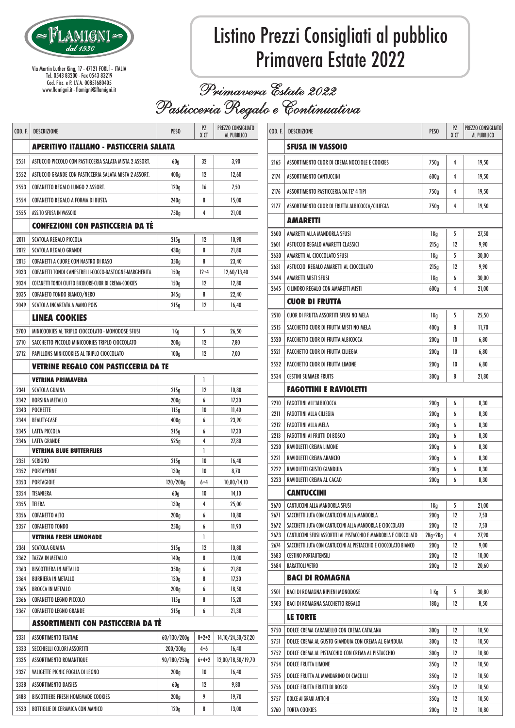FLAMIGNI dal 1930

Via Martin Luther King, 17 - 47121 FORLÌ – ITALIA
Tel. 0543 83200 - Fax 0543 83219
Cod. Fisc. e P. I.V.A. 00851680405
www.flamigni.it - flamigni@flamigni.it

# Listino Prezzi Consigliati al pubblico Primavera Estate 2022

## Primavera Estate 2022 Pasticceria Regalo e Continuativa

| COD. F. | DESCRIZIONE | PESO | PZ X CT | PREZZO CONSIGLIATO AL PUBBLICO |
|---|---|---|---|---|
| | **APERITIVO ITALIANO - PASTICCERIA SALATA** | | | |
| 2551 | ASTUCCIO PICCOLO CON PASTICCERIA SALATA MISTA 2 ASSORT. | 60g | 32 | 3,90 |
| 2552 | ASTUCCIO GRANDE CON PASTICCERIA SALATA MISTA 2 ASSORT. | 400g | 12 | 12,60 |
| 2553 | COFANETTO REGALO LUNGO 2 ASSORT. | 120g | 16 | 7,50 |
| 2554 | COFANETTO REGALO A FORMA DI BUSTA | 240g | 8 | 15,00 |
| 2555 | ASS.TO SFUSA IN VASSOIO | 750g | 4 | 21,00 |
| | **CONFEZIONI CON PASTICCERIA DA TÈ** | | | |
| 2011 | SCATOLA REGALO PICCOLA | 215g | 12 | 10,90 |
| 2012 | SCATOLA REGALO GRANDE | 430g | 8 | 21,80 |
| 2015 | COFANETTI A CUORE CON NASTRO DI RASO | 350g | 8 | 23,40 |
| 2033 | COFANETTI TONDI CANESTRELLI-COCCO-BASTOGNE-MARGHERITA | 150g | 12+4 | 12,60/13,40 |
| 2034 | COFANETTI TONDI CIUFFO BICOLORE-CUOR DI CREMA-COOKIES | 150g | 12 | 12,80 |
| 2035 | COFANETO TONDO BIANCO/NERO | 345g | 8 | 22,40 |
| 2049 | SCATOLA INCARTATA A MANO POIS | 215g | 12 | 16,40 |
| | **LINEA COOKIES** | | | |
| 2700 | MINICOOKIES AL TRIPLO CIOCCOLATO - MONODOSE SFUSI | 1Kg | 5 | 26,50 |
| 2710 | SACCHETTO PICCOLO MINICOOKIES TRIPLO CIOCCOLATO | 200g | 12 | 7,80 |
| 2712 | PAPILLONS MINICOOKIES AL TRIPLO CIOCCOLATO | 100g | 12 | 7,00 |
| | **VETRINE REGALO CON PASTICCERIA DA TE** | | | |
| | **VETRINA PRIMAVERA** | | 1 | |
| 2341 | SCATOLA GUAINA | 215g | 12 | 10,80 |
| 2342 | BORSINA METALLO | 200g | 6 | 17,30 |
| 2343 | POCHETTE | 115g | 10 | 11,40 |
| 2344 | BEAUTY-CASE | 400g | 6 | 23,90 |
| 2345 | LATTA PICCOLA | 215g | 6 | 17,30 |
| 2346 | LATTA GRANDE | 525g | 4 | 27,80 |
| | **VETRINA BLUE BUTTERFLIES** | | 1 | |
| 2351 | SCRIGNO | 215g | 10 | 16,40 |
| 2352 | PORTAPENNE | 130g | 10 | 8,70 |
| 2353 | PORTAGIOIE | 120/200g | 6+4 | 10,80/14,10 |
| 2354 | TISANIERA | 60g | 10 | 14,10 |
| 2355 | TEIERA | 130g | 4 | 25,00 |
| 2356 | COFANETTO ALTO | 200g | 6 | 10,80 |
| 2357 | COFANETTO TONDO | 250g | 6 | 11,90 |
| | **VETRINA FRESH LEMONADE** | | 1 | |
| 2361 | SCATOLA GUAINA | 215g | 12 | 10,80 |
| 2362 | TAZZA IN METALLO | 140g | 8 | 13,00 |
| 2363 | BISCOTTIERA IN METALLO | 350g | 6 | 21,80 |
| 2364 | BURRIERA IN METALLO | 130g | 8 | 17,30 |
| 2365 | BROCCA IN METALLO | 200g | 6 | 18,50 |
| 2366 | COFANETTO LEGNO PICCOLO | 115g | 8 | 15,20 |
| 2367 | COFANETTO LEGNO GRANDE | 215g | 6 | 21,30 |
| | **ASSORTIMENTI CON PASTICCERIA DA TÈ** | | | |
| 2331 | ASSORTIMENTO TEATIME | 60/130/200g | 8+2+2 | 14,10/24,50/27,20 |
| 2333 | SECCHIELLI COLORI ASSORTITI | 200/300g | 4+6 | 16,40 |
| 2335 | ASSORTIMENTO ROMANTIQUE | 90/180/250g | 6+4+2 | 12,00/18,50/19,70 |
| 2337 | VALIGETTE PICNIC FOGLIA DI LEGNO | 200g | 10 | 16,40 |
| 2338 | ASSORTIMENTO DAISIES | 60g | 12 | 9,80 |
| 2488 | BISCOTTIERE FRESH HOMEMADE COOKIES | 200g | 9 | 19,70 |
| 2533 | BOTTIGLIE DI CERAMICA CON MANICO | 120g | 8 | 13,00 |

| COD. F. | DESCRIZIONE | PESO | PZ X CT | PREZZO CONSIGLIATO AL PUBBLICO |
|---|---|---|---|---|
| | **SFUSA IN VASSOIO** | | | |
| 2165 | ASSORTIMENTO CUOR DI CREMA NOCCIOLE E COOKIES | 750g | 4 | 19,50 |
| 2174 | ASSORTIMENTO CANTUCCINI | 600g | 4 | 19,50 |
| 2176 | ASSORTIMENTO PASTICCERIA DA TE' 4 TIPI | 750g | 4 | 19,50 |
| 2177 | ASSORTIMENTO CUOR DI FRUTTA ALBICOCCA/CILIEGIA | 750g | 4 | 19,50 |
| | **AMARETTI** | | | |
| 2600 | AMARETTI ALLA MANDORLA SFUSI | 1Kg | 5 | 27,50 |
| 2601 | ASTUCCIO REGALO AMARETTI CLASSICI | 215g | 12 | 9,90 |
| 2630 | AMARETTI AL CIOCCOLATO SFUSI | 1Kg | 5 | 30,00 |
| 2631 | ASTUCCIO REGALO AMARETTI AL CIOCCOLATO | 215g | 12 | 9,90 |
| 2644 | AMARETTI MISTI SFUSI | 1Kg | 6 | 30,00 |
| 2645 | CILINDRO REGALO CON AMARETTI MISTI | 600g | 4 | 21,00 |
| | **CUOR DI FRUTTA** | | | |
| 2510 | CUOR DI FRUTTA ASSORTITI SFUSI NO MELA | 1Kg | 5 | 25,50 |
| 2515 | SACCHETTO CUOR DI FRUTTA MISTI NO MELA | 400g | 8 | 11,70 |
| 2520 | PACCHETTO CUOR DI FRUTTA ALBICOCCA | 200g | 10 | 6,80 |
| 2521 | PACCHETTO CUOR DI FRUTTA CILIEGIA | 200g | 10 | 6,80 |
| 2522 | PACCHETTO CUOR DI FRUTTA LIMONE | 200g | 10 | 6,80 |
| 2534 | CESTINI SUMMER FRUITS | 300g | 8 | 21,80 |
| | **FAGOTTINI E RAVIOLETTI** | | | |
| 2210 | FAGOTTINI ALL'ALBICOCCA | 200g | 6 | 8,30 |
| 2211 | FAGOTTINI ALLA CILIEGIA | 200g | 6 | 8,30 |
| 2212 | FAGOTTINI ALLA MELA | 200g | 6 | 8,30 |
| 2213 | FAGOTTINI AI FRUTTI DI BOSCO | 200g | 6 | 8,30 |
| 2220 | RAVIOLETTI CREMA LIMONE | 200g | 6 | 8,30 |
| 2221 | RAVIOLETTI CREMA ARANCIO | 200g | 6 | 8,30 |
| 2222 | RAVIOLETTI GUSTO GIANDUIA | 200g | 6 | 8,30 |
| 2223 | RAVIOLETTI CREMA AL CACAO | 200g | 6 | 8,30 |
| | **CANTUCCINI** | | | |
| 2670 | CANTUCCINI ALLA MANDORLA SFUSI | 1Kg | 5 | 21,00 |
| 2671 | SACCHETTI JUTA CON CANTUCCINI ALLA MANDORLA | 200g | 12 | 7,50 |
| 2672 | SACCHETTI JUTA CON CANTUCCINI ALLA MANDORLA E CIOCCOLATO | 200g | 12 | 7,50 |
| 2673 | CANTUCCINI SFUSI ASSORTITI AL PISTACCHIO E MANDORLA E CIOCCOLATO | 2Kg+2Kg | 4 | 27,90 |
| 2674 | SACCHETTI JUTA CON CANTUCCINI AL PISTACCHIO E CIOCCOLATO BIANCO | 200g | 12 | 9,00 |
| 2683 | CESTINO PORTAUTENSILI | 200g | 12 | 10,00 |
| 2684 | BARATTOLI VETRO | 200g | 12 | 20,60 |
| | **BACI DI ROMAGNA** | | | |
| 2501 | BACI DI ROMAGNA RIPIENI MONODOSE | 1 Kg | 5 | 30,80 |
| 2503 | BACI DI ROMAGNA SACCHETTO REGALO | 180g | 12 | 8,50 |
| | **LE TORTE** | | | |
| 2750 | DOLCE CREMA CARAMELLO CON CREMA CATALANA | 300g | 12 | 10,50 |
| 2751 | DOLCE CREMA AL GUSTO GIANDUIA CON CREMA AL GIANDUIA | 300g | 12 | 10,50 |
| 2752 | DOLCE CREMA AL PISTACCHIO CON CREMA AL PISTACCHIO | 300g | 12 | 10,80 |
| 2754 | DOLCE FRUTTA LIMONE | 350g | 12 | 10,50 |
| 2755 | DOLCE FRUTTA AL MANDARINO DI CIACULLI | 350g | 12 | 10,50 |
| 2756 | DOLCE FRUTTA FRUTTI DI BOSCO | 350g | 12 | 10,50 |
| 2757 | DOLCE AI GRANI ANTICHI | 350g | 12 | 10,50 |
| 2760 | TORTA COOKIES | 200g | 12 | 10,80 |